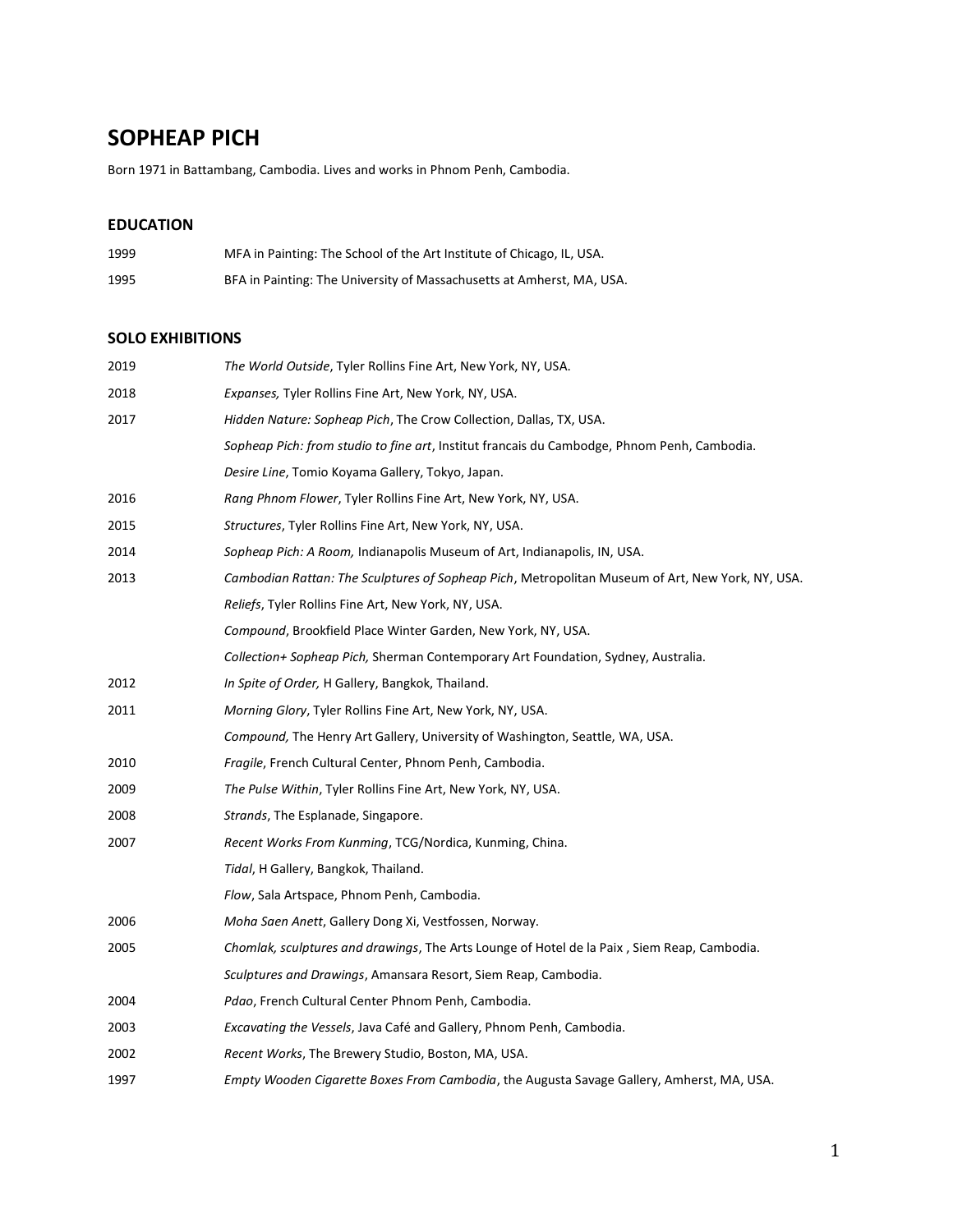# SOPHEAP PICH

Born 1971 in Battambang, Cambodia. Lives and works in Phnom Penh, Cambodia.

## EDUCATION

1999 MFA in Painting: The School of the Art Institute of Chicago, IL, USA.

1995 BFA in Painting: The University of Massachusetts at Amherst, MA, USA.

## SOLO EXHIBITIONS

2019 *The World Outside*, Tyler Rollins Fine Art, New York, NY, USA.

2018 *Expanses,* Tyler Rollins Fine Art, New York, NY, USA.

2017 *Hidden Nature: Sopheap Pich*, The Crow Collection, Dallas, TX, USA.

*Sopheap Pich: from studio to fine art*, Institut francais du Cambodge, Phnom Penh, Cambodia.

*Desire Line*, Tomio Koyama Gallery, Tokyo, Japan.

2016 *Rang Phnom Flower*, Tyler Rollins Fine Art, New York, NY, USA.

2015 *Structures*, Tyler Rollins Fine Art, New York, NY, USA.

2014 *Sopheap Pich: A Room,* Indianapolis Museum of Art, Indianapolis, IN, USA.

2013 *Cambodian Rattan: The Sculptures of Sopheap Pich*, Metropolitan Museum of Art, New York, NY, USA.

*Reliefs*, Tyler Rollins Fine Art, New York, NY, USA.

*Compound*, Brookfield Place Winter Garden, New York, NY, USA.

*Collection+ Sopheap Pich,* Sherman Contemporary Art Foundation, Sydney, Australia.

2012 *In Spite of Order,* H Gallery, Bangkok, Thailand.

2011 *Morning Glory*, Tyler Rollins Fine Art, New York, NY, USA.

*Compound,* The Henry Art Gallery, University of Washington, Seattle, WA, USA.

2010 *Fragile*, French Cultural Center, Phnom Penh, Cambodia.

2009 *The Pulse Within*, Tyler Rollins Fine Art, New York, NY, USA.

2008 *Strands*, The Esplanade, Singapore.

2007 *Recent Works From Kunming*, TCG/Nordica, Kunming, China.

*Tidal*, H Gallery, Bangkok, Thailand.

*Flow*, Sala Artspace, Phnom Penh, Cambodia.

2006 *Moha Saen Anett*, Gallery Dong Xi, Vestfossen, Norway.

2005 *Chomlak, sculptures and drawings*, The Arts Lounge of Hotel de la Paix , Siem Reap, Cambodia.

*Sculptures and Drawings*, Amansara Resort, Siem Reap, Cambodia.

2004 *Pdao*, French Cultural Center Phnom Penh, Cambodia.

2003 *Excavating the Vessels*, Java Café and Gallery, Phnom Penh, Cambodia.

2002 *Recent Works*, The Brewery Studio, Boston, MA, USA.

1997 *Empty Wooden Cigarette Boxes From Cambodia*, the Augusta Savage Gallery, Amherst, MA, USA.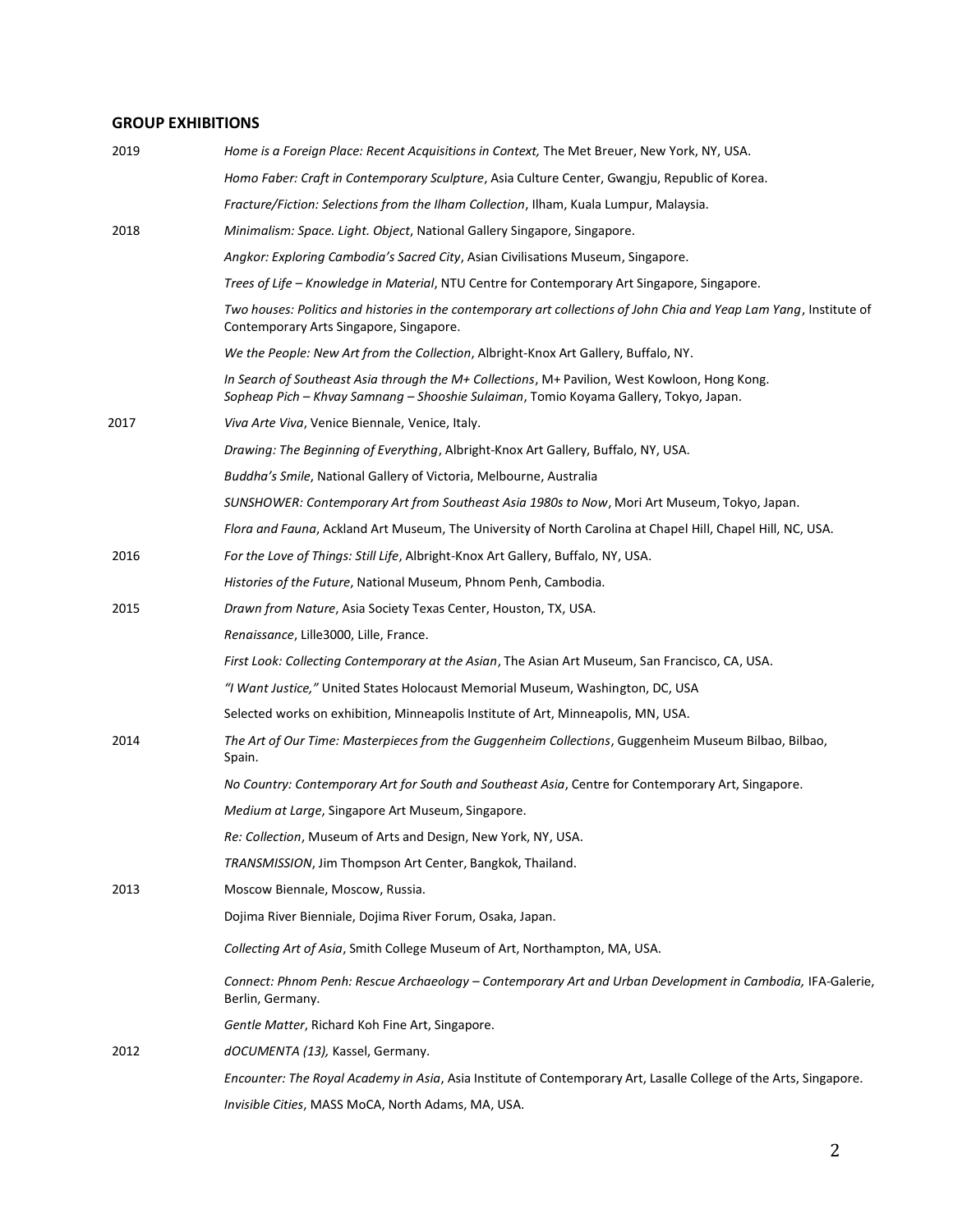## GROUP EXHIBITIONS

**2019**

*Home is a Foreign Place: Recent Acquisitions in Context,* The Met Breuer, New York, NY, USA.

*Homo Faber: Craft in Contemporary Sculpture*, Asia Culture Center, Gwangju, Republic of Korea.

*Fracture/Fiction: Selections from the Ilham Collection*, Ilham, Kuala Lumpur, Malaysia.

**2018**

*Minimalism: Space. Light. Object*, National Gallery Singapore, Singapore.

*Angkor: Exploring Cambodia's Sacred City*, Asian Civilisations Museum, Singapore.

*Trees of Life – Knowledge in Material*, NTU Centre for Contemporary Art Singapore, Singapore.

*Two houses: Politics and histories in the contemporary art collections of John Chia and Yeap Lam Yang*, Institute of Contemporary Arts Singapore, Singapore.

*We the People: New Art from the Collection*, Albright-Knox Art Gallery, Buffalo, NY.

*In Search of Southeast Asia through the M+ Collections*, M+ Pavilion, West Kowloon, Hong Kong.

*Sopheap Pich – Khvay Samnang – Shooshie Sulaiman*, Tomio Koyama Gallery, Tokyo, Japan.

**2017**

*Viva Arte Viva*, Venice Biennale, Venice, Italy.

*Drawing: The Beginning of Everything*, Albright-Knox Art Gallery, Buffalo, NY, USA.

*Buddha's Smile*, National Gallery of Victoria, Melbourne, Australia

*SUNSHOWER: Contemporary Art from Southeast Asia 1980s to Now*, Mori Art Museum, Tokyo, Japan.

*Flora and Fauna*, Ackland Art Museum, The University of North Carolina at Chapel Hill, Chapel Hill, NC, USA.

**2016**

*For the Love of Things: Still Life*, Albright-Knox Art Gallery, Buffalo, NY, USA.

*Histories of the Future*, National Museum, Phnom Penh, Cambodia.

**2015**

*Drawn from Nature*, Asia Society Texas Center, Houston, TX, USA.

*Renaissance*, Lille3000, Lille, France.

*First Look: Collecting Contemporary at the Asian*, The Asian Art Museum, San Francisco, CA, USA.

*"I Want Justice,"* United States Holocaust Memorial Museum, Washington, DC, USA

Selected works on exhibition, Minneapolis Institute of Art, Minneapolis, MN, USA.

**2014**

*The Art of Our Time: Masterpieces from the Guggenheim Collections*, Guggenheim Museum Bilbao, Bilbao, Spain.

*No Country: Contemporary Art for South and Southeast Asia*, Centre for Contemporary Art, Singapore.

*Medium at Large*, Singapore Art Museum, Singapore.

*Re: Collection*, Museum of Arts and Design, New York, NY, USA.

*TRANSMISSION*, Jim Thompson Art Center, Bangkok, Thailand.

**2013**

Moscow Biennale, Moscow, Russia.

Dojima River Bienniale, Dojima River Forum, Osaka, Japan.

*Collecting Art of Asia*, Smith College Museum of Art, Northampton, MA, USA.

*Connect: Phnom Penh: Rescue Archaeology – Contemporary Art and Urban Development in Cambodia,* IFA-Galerie, Berlin, Germany.

*Gentle Matter*, Richard Koh Fine Art, Singapore.

**2012**

*dOCUMENTA (13),* Kassel, Germany.

*Encounter: The Royal Academy in Asia*, Asia Institute of Contemporary Art, Lasalle College of the Arts, Singapore.

*Invisible Cities*, MASS MoCA, North Adams, MA, USA.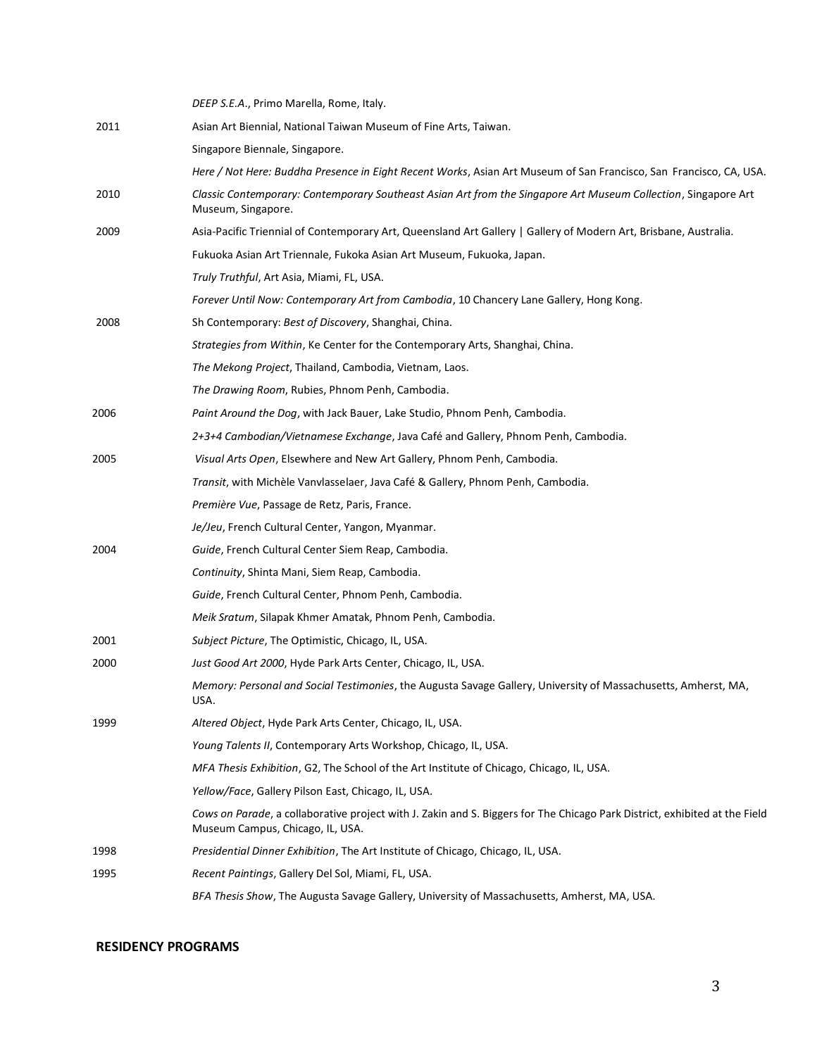| | |
|---|---|
| | *DEEP S.E.A.*, Primo Marella, Rome, Italy. |
| 2011 | Asian Art Biennial, National Taiwan Museum of Fine Arts, Taiwan. |
| | Singapore Biennale, Singapore. |
| | *Here / Not Here: Buddha Presence in Eight Recent Works*, Asian Art Museum of San Francisco, San Francisco, CA, USA. |
| 2010 | *Classic Contemporary: Contemporary Southeast Asian Art from the Singapore Art Museum Collection*, Singapore Art Museum, Singapore. |
| 2009 | Asia-Pacific Triennial of Contemporary Art, Queensland Art Gallery \| Gallery of Modern Art, Brisbane, Australia. |
| | Fukuoka Asian Art Triennale, Fukoka Asian Art Museum, Fukuoka, Japan. |
| | *Truly Truthful*, Art Asia, Miami, FL, USA. |
| | *Forever Until Now: Contemporary Art from Cambodia*, 10 Chancery Lane Gallery, Hong Kong. |
| 2008 | Sh Contemporary: *Best of Discovery*, Shanghai, China. |
| | *Strategies from Within*, Ke Center for the Contemporary Arts, Shanghai, China. |
| | *The Mekong Project*, Thailand, Cambodia, Vietnam, Laos. |
| | *The Drawing Room*, Rubies, Phnom Penh, Cambodia. |
| 2006 | *Paint Around the Dog*, with Jack Bauer, Lake Studio, Phnom Penh, Cambodia. |
| | *2+3+4 Cambodian/Vietnamese Exchange*, Java Café and Gallery, Phnom Penh, Cambodia. |
| 2005 | *Visual Arts Open*, Elsewhere and New Art Gallery, Phnom Penh, Cambodia. |
| | *Transit*, with Michèle Vanvlasselaer, Java Café & Gallery, Phnom Penh, Cambodia. |
| | *Première Vue*, Passage de Retz, Paris, France. |
| | *Je/Jeu*, French Cultural Center, Yangon, Myanmar. |
| 2004 | *Guide*, French Cultural Center Siem Reap, Cambodia. |
| | *Continuity*, Shinta Mani, Siem Reap, Cambodia. |
| | *Guide*, French Cultural Center, Phnom Penh, Cambodia. |
| | *Meik Sratum*, Silapak Khmer Amatak, Phnom Penh, Cambodia. |
| 2001 | *Subject Picture*, The Optimistic, Chicago, IL, USA. |
| 2000 | *Just Good Art 2000*, Hyde Park Arts Center, Chicago, IL, USA. |
| | *Memory: Personal and Social Testimonies*, the Augusta Savage Gallery, University of Massachusetts, Amherst, MA, USA. |
| 1999 | *Altered Object*, Hyde Park Arts Center, Chicago, IL, USA. |
| | *Young Talents II*, Contemporary Arts Workshop, Chicago, IL, USA. |
| | *MFA Thesis Exhibition*, G2, The School of the Art Institute of Chicago, Chicago, IL, USA. |
| | *Yellow/Face*, Gallery Pilson East, Chicago, IL, USA. |
| | *Cows on Parade*, a collaborative project with J. Zakin and S. Biggers for The Chicago Park District, exhibited at the Field Museum Campus, Chicago, IL, USA. |
| 1998 | *Presidential Dinner Exhibition*, The Art Institute of Chicago, Chicago, IL, USA. |
| 1995 | *Recent Paintings*, Gallery Del Sol, Miami, FL, USA. |
| | *BFA Thesis Show*, The Augusta Savage Gallery, University of Massachusetts, Amherst, MA, USA. |

**RESIDENCY PROGRAMS**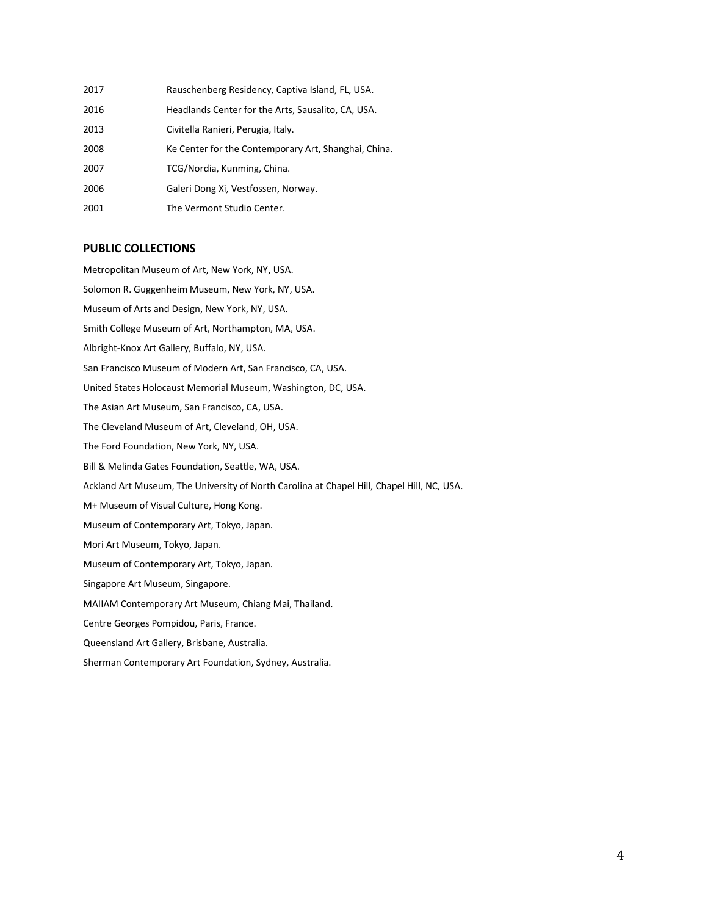| | |
|---|---|
| 2017 | Rauschenberg Residency, Captiva Island, FL, USA. |
| 2016 | Headlands Center for the Arts, Sausalito, CA, USA. |
| 2013 | Civitella Ranieri, Perugia, Italy. |
| 2008 | Ke Center for the Contemporary Art, Shanghai, China. |
| 2007 | TCG/Nordia, Kunming, China. |
| 2006 | Galeri Dong Xi, Vestfossen, Norway. |
| 2001 | The Vermont Studio Center. |

## PUBLIC COLLECTIONS

Metropolitan Museum of Art, New York, NY, USA.

Solomon R. Guggenheim Museum, New York, NY, USA.

Museum of Arts and Design, New York, NY, USA.

Smith College Museum of Art, Northampton, MA, USA.

Albright-Knox Art Gallery, Buffalo, NY, USA.

San Francisco Museum of Modern Art, San Francisco, CA, USA.

United States Holocaust Memorial Museum, Washington, DC, USA.

The Asian Art Museum, San Francisco, CA, USA.

The Cleveland Museum of Art, Cleveland, OH, USA.

The Ford Foundation, New York, NY, USA.

Bill & Melinda Gates Foundation, Seattle, WA, USA.

Ackland Art Museum, The University of North Carolina at Chapel Hill, Chapel Hill, NC, USA.

M+ Museum of Visual Culture, Hong Kong.

Museum of Contemporary Art, Tokyo, Japan.

Mori Art Museum, Tokyo, Japan.

Museum of Contemporary Art, Tokyo, Japan.

Singapore Art Museum, Singapore.

MAIIAM Contemporary Art Museum, Chiang Mai, Thailand.

Centre Georges Pompidou, Paris, France.

Queensland Art Gallery, Brisbane, Australia.

Sherman Contemporary Art Foundation, Sydney, Australia.